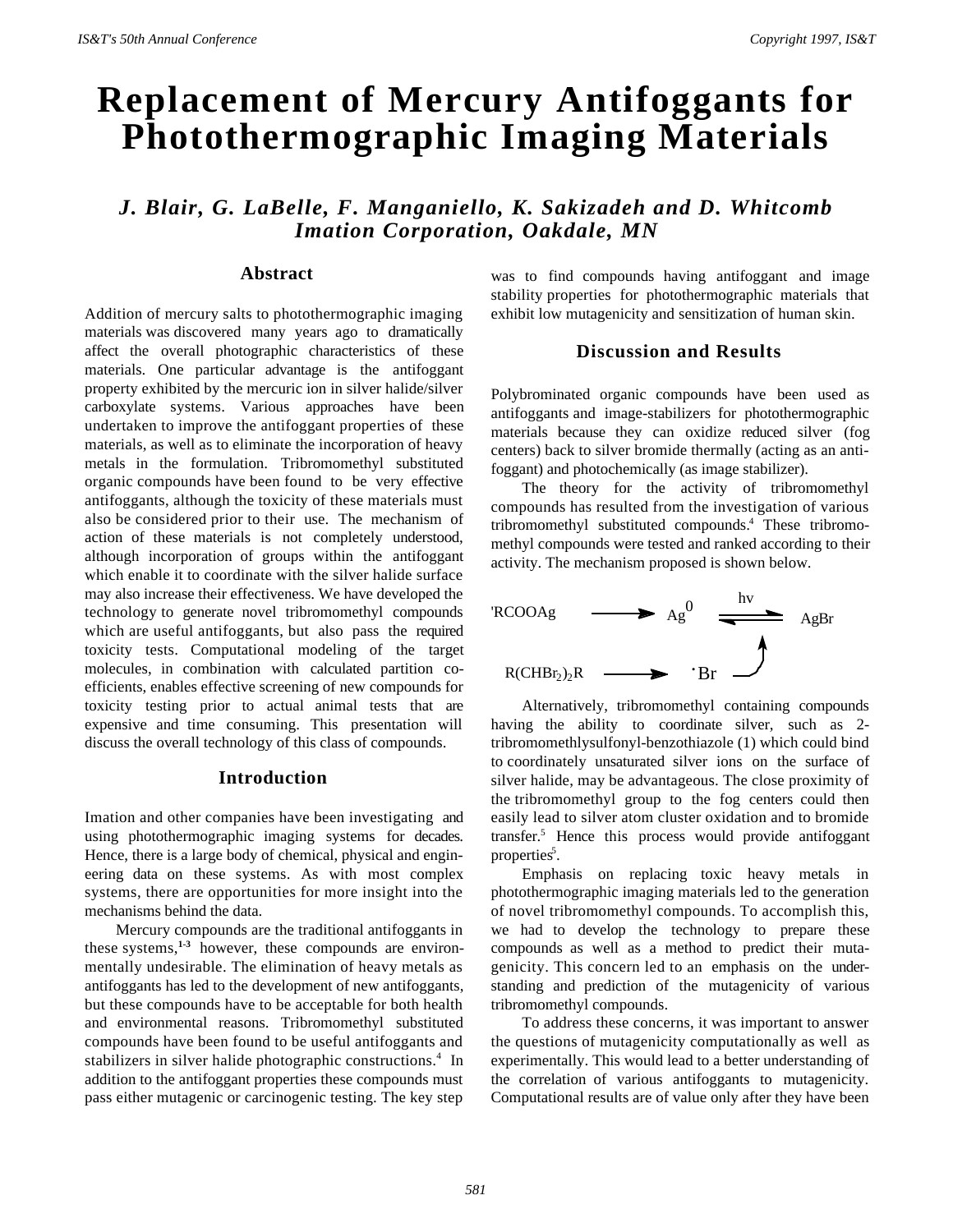# Replacement of Mercury Antifoggants for Photothermographic Imaging Materials

### *J. Blair, G. LaBelle, F. Manganiello, K. Sakizadeh and D. Whitcomb*
### *Imation Corporation, Oakdale, MN*

## Abstract

Addition of mercury salts to photothermographic imaging materials was discovered many years ago to dramatically affect the overall photographic characteristics of these materials. One particular advantage is the antifoggant property exhibited by the mercuric ion in silver halide/silver carboxylate systems. Various approaches have been undertaken to improve the antifoggant properties of these materials, as well as to eliminate the incorporation of heavy metals in the formulation. Tribromomethyl substituted organic compounds have been found to be very effective antifoggants, although the toxicity of these materials must also be considered prior to their use. The mechanism of action of these materials is not completely understood, although incorporation of groups within the antifoggant which enable it to coordinate with the silver halide surface may also increase their effectiveness. We have developed the technology to generate novel tribromomethyl compounds which are useful antifoggants, but also pass the required toxicity tests. Computational modeling of the target molecules, in combination with calculated partition coefficients, enables effective screening of new compounds for toxicity testing prior to actual animal tests that are expensive and time consuming. This presentation will discuss the overall technology of this class of compounds.

## Introduction

Imation and other companies have been investigating and using photothermographic imaging systems for decades. Hence, there is a large body of chemical, physical and engineering data on these systems. As with most complex systems, there are opportunities for more insight into the mechanisms behind the data.

Mercury compounds are the traditional antifoggants in these systems,[1-3] however, these compounds are environmentally undesirable. The elimination of heavy metals as antifoggants has led to the development of new antifoggants, but these compounds have to be acceptable for both health and environmental reasons. Tribromomethyl substituted compounds have been found to be useful antifoggants and stabilizers in silver halide photographic constructions.[4] In addition to the antifoggant properties these compounds must pass either mutagenic or carcinogenic testing. The key step was to find compounds having antifoggant and image stability properties for photothermographic materials that exhibit low mutagenicity and sensitization of human skin.

## Discussion and Results

Polybrominated organic compounds have been used as antifoggants and image-stabilizers for photothermographic materials because they can oxidize reduced silver (fog centers) back to silver bromide thermally (acting as an anti-foggant) and photochemically (as image stabilizer).

The theory for the activity of tribromomethyl compounds has resulted from the investigation of various tribromomethyl substituted compounds.[4] These tribromomethyl compounds were tested and ranked according to their activity. The mechanism proposed is shown below.

$$'RCOOAg \longrightarrow Ag^0 \underset{}{\overset{h\nu}{\rightleftharpoons}} AgBr$$

$$R(CHBr_2)_2R \longrightarrow {}^{\bullet}Br$$

Alternatively, tribromomethyl containing compounds having the ability to coordinate silver, such as 2-tribromomethlysulfonyl-benzothiazole (1) which could bind to coordinately unsaturated silver ions on the surface of silver halide, may be advantageous. The close proximity of the tribromomethyl group to the fog centers could then easily lead to silver atom cluster oxidation and to bromide transfer.[5] Hence this process would provide antifoggant properties[5].

Emphasis on replacing toxic heavy metals in photothermographic imaging materials led to the generation of novel tribromomethyl compounds. To accomplish this, we had to develop the technology to prepare these compounds as well as a method to predict their mutagenicity. This concern led to an emphasis on the understanding and prediction of the mutagenicity of various tribromomethyl compounds.

To address these concerns, it was important to answer the questions of mutagenicity computationally as well as experimentally. This would lead to a better understanding of the correlation of various antifoggants to mutagenicity. Computational results are of value only after they have been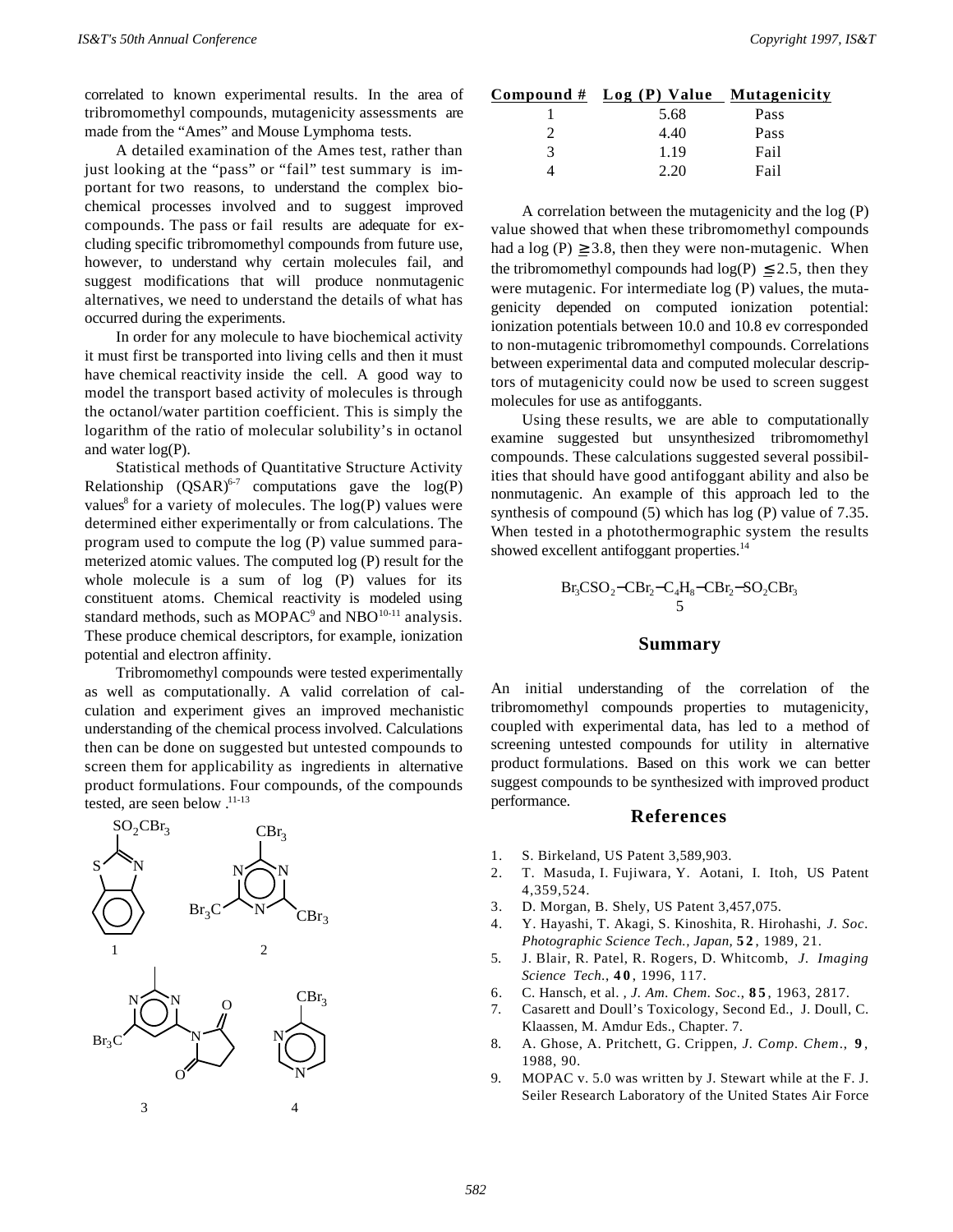correlated to known experimental results. In the area of tribromomethyl compounds, mutagenicity assessments are made from the "Ames" and Mouse Lymphoma tests.

A detailed examination of the Ames test, rather than just looking at the "pass" or "fail" test summary is important for two reasons, to understand the complex biochemical processes involved and to suggest improved compounds. The pass or fail results are adequate for excluding specific tribromomethyl compounds from future use, however, to understand why certain molecules fail, and suggest modifications that will produce nonmutagenic alternatives, we need to understand the details of what has occurred during the experiments.

In order for any molecule to have biochemical activity it must first be transported into living cells and then it must have chemical reactivity inside the cell. A good way to model the transport based activity of molecules is through the octanol/water partition coefficient. This is simply the logarithm of the ratio of molecular solubility's in octanol and water log(P).

Statistical methods of Quantitative Structure Activity Relationship (QSAR)[6-7] computations gave the log(P) values[8] for a variety of molecules. The log(P) values were determined either experimentally or from calculations. The program used to compute the log (P) value summed parameterized atomic values. The computed log (P) result for the whole molecule is a sum of log (P) values for its constituent atoms. Chemical reactivity is modeled using standard methods, such as MOPAC[9] and NBO[10-11] analysis. These produce chemical descriptors, for example, ionization potential and electron affinity.

Tribromomethyl compounds were tested experimentally as well as computationally. A valid correlation of calculation and experiment gives an improved mechanistic understanding of the chemical process involved. Calculations then can be done on suggested but untested compounds to screen them for applicability as ingredients in alternative product formulations. Four compounds, of the compounds tested, are seen below .[11-13]

1: 2-(tribromomethylsulfonyl)benzothiazole ($SO_2CBr_3$ on benzothiazole)

2: 2,4,6-tris(tribromomethyl)-1,3,5-triazine

3: methyl-pyrimidine bearing $CBr_3$ and a succinimide (N-linked) substituent

4: 4-(tribromomethyl)pyrimidine

| Compound # | Log (P) Value | Mutagenicity |
|---|---|---|
| 1 | 5.68 | Pass |
| 2 | 4.40 | Pass |
| 3 | 1.19 | Fail |
| 4 | 2.20 | Fail |

A correlation between the mutagenicity and the log (P) value showed that when these tribromomethyl compounds had a log (P) $\geq$ 3.8, then they were non-mutagenic. When the tribromomethyl compounds had log(P) $\leq$ 2.5, then they were mutagenic. For intermediate log (P) values, the mutagenicity depended on computed ionization potential: ionization potentials between 10.0 and 10.8 ev corresponded to non-mutagenic tribromomethyl compounds. Correlations between experimental data and computed molecular descriptors of mutagenicity could now be used to screen suggest molecules for use as antifoggants.

Using these results, we are able to computationally examine suggested but unsynthesized tribromomethyl compounds. These calculations suggested several possibilities that should have good antifoggant ability and also be nonmutagenic. An example of this approach led to the synthesis of compound (5) which has log (P) value of 7.35. When tested in a photothermographic system the results showed excellent antifoggant properties.[14]

$$Br_3CSO_2-CBr_2-C_4H_8-CBr_2-SO_2CBr_3$$

5

## Summary

An initial understanding of the correlation of the tribromomethyl compounds properties to mutagenicity, coupled with experimental data, has led to a method of screening untested compounds for utility in alternative product formulations. Based on this work we can better suggest compounds to be synthesized with improved product performance.

## References

1. S. Birkeland, US Patent 3,589,903.
2. T. Masuda, I. Fujiwara, Y. Aotani, I. Itoh, US Patent 4,359,524.
3. D. Morgan, B. Shely, US Patent 3,457,075.
4. Y. Hayashi, T. Akagi, S. Kinoshita, R. Hirohashi, *J. Soc. Photographic Science Tech., Japan*, **52**, 1989, 21.
5. J. Blair, R. Patel, R. Rogers, D. Whitcomb, *J. Imaging Science Tech.*, **40**, 1996, 117.
6. C. Hansch, et al. , *J. Am. Chem. Soc.*, **85**, 1963, 2817.
7. Casarett and Doull's Toxicology, Second Ed., J. Doull, C. Klaassen, M. Amdur Eds., Chapter. 7.
8. A. Ghose, A. Pritchett, G. Crippen, *J. Comp. Chem.*, **9**, 1988, 90.
9. MOPAC v. 5.0 was written by J. Stewart while at the F. J. Seiler Research Laboratory of the United States Air Force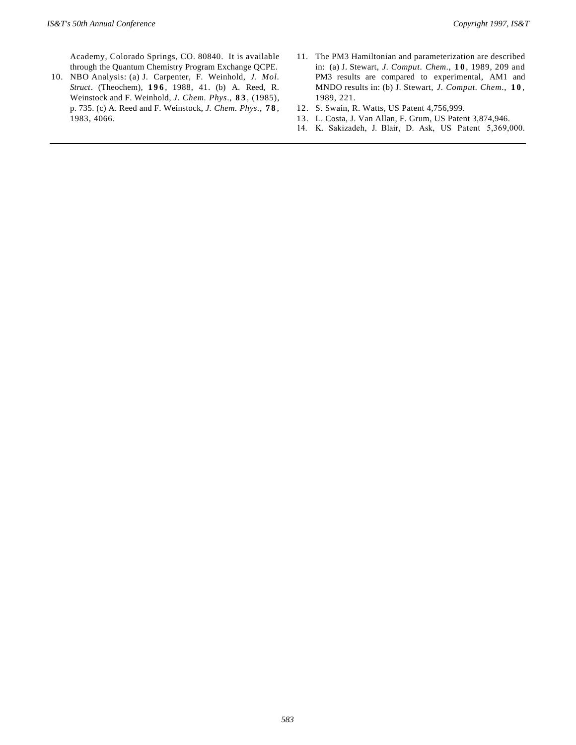Academy, Colorado Springs, CO. 80840. It is available through the Quantum Chemistry Program Exchange QCPE.

10. NBO Analysis: (a) J. Carpenter, F. Weinhold, *J. Mol. Struct*. (Theochem), **196**, 1988, 41. (b) A. Reed, R. Weinstock and F. Weinhold, *J. Chem. Phys*., **83**, (1985), p. 735. (c) A. Reed and F. Weinstock, *J. Chem. Phys.*, **78**, 1983, 4066.
11. The PM3 Hamiltonian and parameterization are described in: (a) J. Stewart, *J. Comput. Chem.*, **10**, 1989, 209 and PM3 results are compared to experimental, AM1 and MNDO results in: (b) J. Stewart, *J. Comput. Chem.*, **10**, 1989, 221.
12. S. Swain, R. Watts, US Patent 4,756,999.
13. L. Costa, J. Van Allan, F. Grum, US Patent 3,874,946.
14. K. Sakizadeh, J. Blair, D. Ask, US Patent 5,369,000.